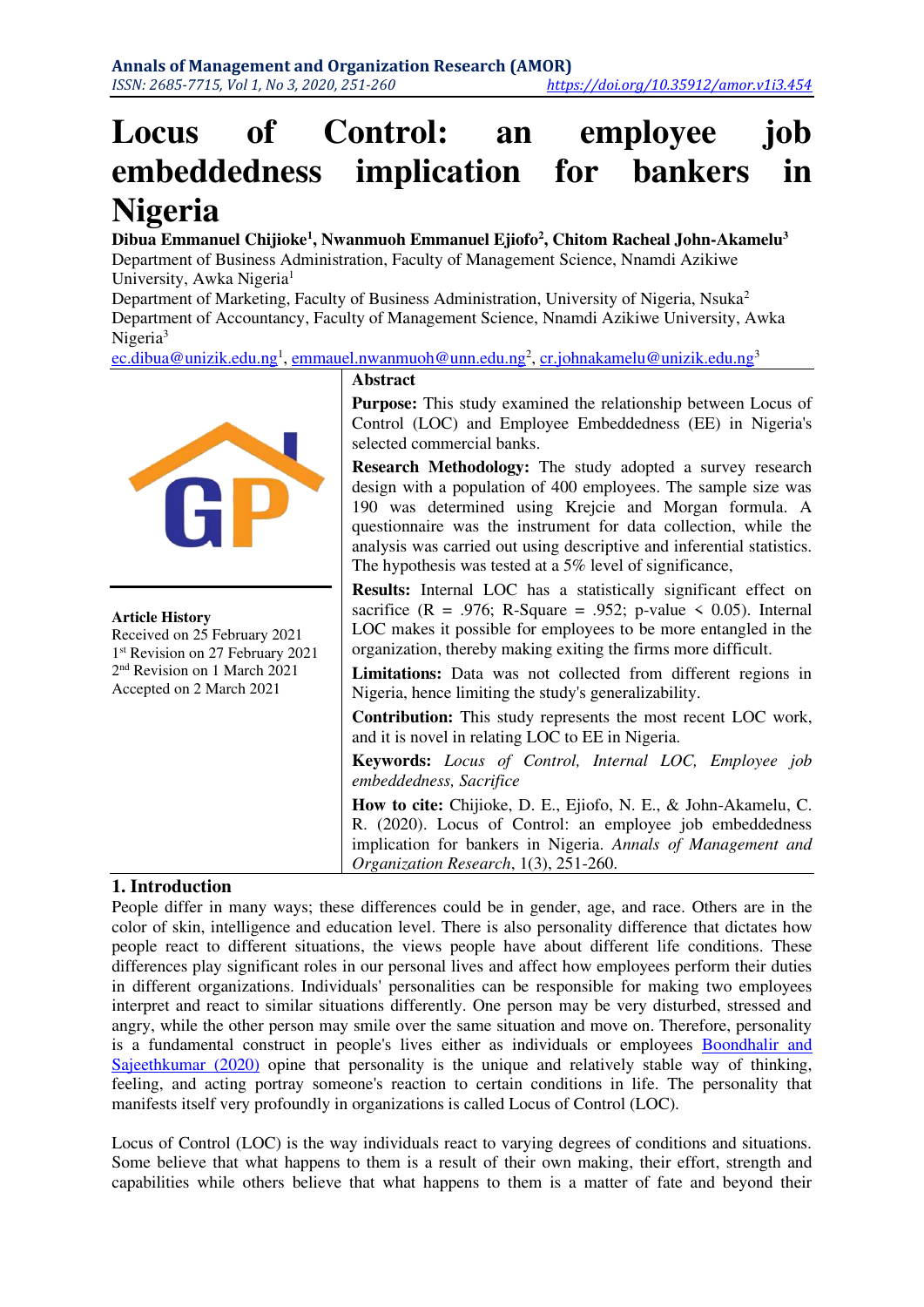# Locus of Control: an employee job embeddedness implication for bankers in Nigeria

**Dibua Emmanuel Chijioke[1], Nwanmuoh Emmanuel Ejiofo[2], Chitom Racheal John-Akamelu[3]**

Department of Business Administration, Faculty of Management Science, Nnamdi Azikiwe University, Awka Nigeria[1]

Department of Marketing, Faculty of Business Administration, University of Nigeria, Nsuka[2]

Department of Accountancy, Faculty of Management Science, Nnamdi Azikiwe University, Awka Nigeria[3]

ec.dibua@unizik.edu.ng[1], emmauel.nwanmuoh@unn.edu.ng[2], cr.johnakamelu@unizik.edu.ng[3]

**Article History**

Received on 25 February 2021

1st Revision on 27 February 2021

2nd Revision on 1 March 2021

Accepted on 2 March 2021

**Abstract**

**Purpose:** This study examined the relationship between Locus of Control (LOC) and Employee Embeddedness (EE) in Nigeria's selected commercial banks.

**Research Methodology:** The study adopted a survey research design with a population of 400 employees. The sample size was 190 was determined using Krejcie and Morgan formula. A questionnaire was the instrument for data collection, while the analysis was carried out using descriptive and inferential statistics. The hypothesis was tested at a 5% level of significance,

**Results:** Internal LOC has a statistically significant effect on sacrifice (R = .976; R-Square = .952; p-value < 0.05). Internal LOC makes it possible for employees to be more entangled in the organization, thereby making exiting the firms more difficult.

**Limitations:** Data was not collected from different regions in Nigeria, hence limiting the study's generalizability.

**Contribution:** This study represents the most recent LOC work, and it is novel in relating LOC to EE in Nigeria.

**Keywords:** *Locus of Control, Internal LOC, Employee job embeddedness, Sacrifice*

**How to cite:** Chijioke, D. E., Ejiofo, N. E., & John-Akamelu, C. R. (2020). Locus of Control: an employee job embeddedness implication for bankers in Nigeria. *Annals of Management and Organization Research*, 1(3), 251-260.

## 1. Introduction

People differ in many ways; these differences could be in gender, age, and race. Others are in the color of skin, intelligence and education level. There is also personality difference that dictates how people react to different situations, the views people have about different life conditions. These differences play significant roles in our personal lives and affect how employees perform their duties in different organizations. Individuals' personalities can be responsible for making two employees interpret and react to similar situations differently. One person may be very disturbed, stressed and angry, while the other person may smile over the same situation and move on. Therefore, personality is a fundamental construct in people's lives either as individuals or employees Boondhalir and Sajeethkumar (2020) opine that personality is the unique and relatively stable way of thinking, feeling, and acting portray someone's reaction to certain conditions in life. The personality that manifests itself very profoundly in organizations is called Locus of Control (LOC).

Locus of Control (LOC) is the way individuals react to varying degrees of conditions and situations. Some believe that what happens to them is a result of their own making, their effort, strength and capabilities while others believe that what happens to them is a matter of fate and beyond their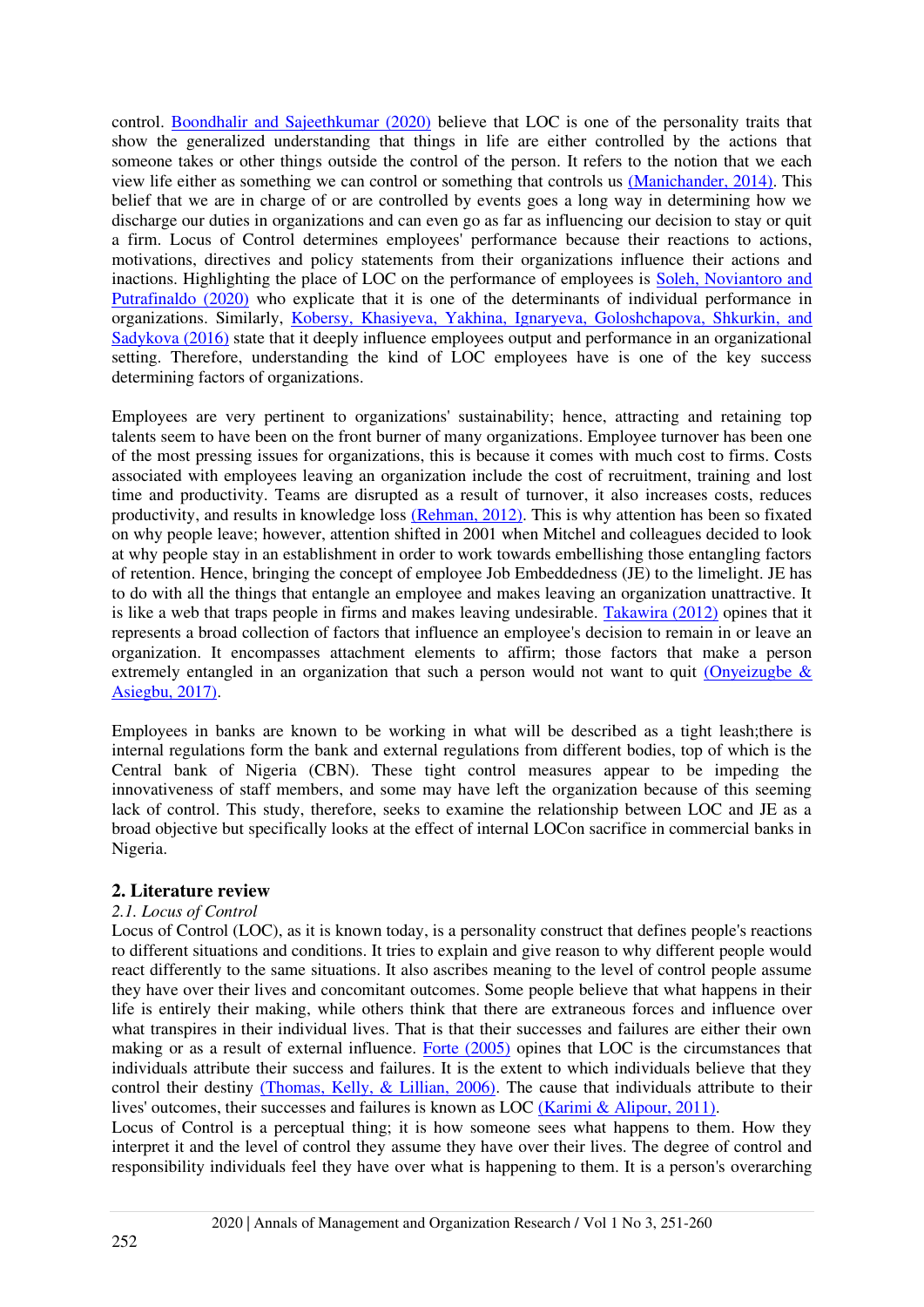control. Boondhalir and Sajeethkumar (2020) believe that LOC is one of the personality traits that show the generalized understanding that things in life are either controlled by the actions that someone takes or other things outside the control of the person. It refers to the notion that we each view life either as something we can control or something that controls us (Manichander, 2014). This belief that we are in charge of or are controlled by events goes a long way in determining how we discharge our duties in organizations and can even go as far as influencing our decision to stay or quit a firm. Locus of Control determines employees' performance because their reactions to actions, motivations, directives and policy statements from their organizations influence their actions and inactions. Highlighting the place of LOC on the performance of employees is Soleh, Noviantoro and Putrafinaldo (2020) who explicate that it is one of the determinants of individual performance in organizations. Similarly, Kobersy, Khasiyeva, Yakhina, Ignaryeva, Goloshchapova, Shkurkin, and Sadykova (2016) state that it deeply influence employees output and performance in an organizational setting. Therefore, understanding the kind of LOC employees have is one of the key success determining factors of organizations.

Employees are very pertinent to organizations' sustainability; hence, attracting and retaining top talents seem to have been on the front burner of many organizations. Employee turnover has been one of the most pressing issues for organizations, this is because it comes with much cost to firms. Costs associated with employees leaving an organization include the cost of recruitment, training and lost time and productivity. Teams are disrupted as a result of turnover, it also increases costs, reduces productivity, and results in knowledge loss (Rehman, 2012). This is why attention has been so fixated on why people leave; however, attention shifted in 2001 when Mitchel and colleagues decided to look at why people stay in an establishment in order to work towards embellishing those entangling factors of retention. Hence, bringing the concept of employee Job Embeddedness (JE) to the limelight. JE has to do with all the things that entangle an employee and makes leaving an organization unattractive. It is like a web that traps people in firms and makes leaving undesirable. Takawira (2012) opines that it represents a broad collection of factors that influence an employee's decision to remain in or leave an organization. It encompasses attachment elements to affirm; those factors that make a person extremely entangled in an organization that such a person would not want to quit (Onyeizugbe & Asiegbu, 2017).

Employees in banks are known to be working in what will be described as a tight leash;there is internal regulations form the bank and external regulations from different bodies, top of which is the Central bank of Nigeria (CBN). These tight control measures appear to be impeding the innovativeness of staff members, and some may have left the organization because of this seeming lack of control. This study, therefore, seeks to examine the relationship between LOC and JE as a broad objective but specifically looks at the effect of internal LOCon sacrifice in commercial banks in Nigeria.

## 2. Literature review

### *2.1. Locus of Control*

Locus of Control (LOC), as it is known today, is a personality construct that defines people's reactions to different situations and conditions. It tries to explain and give reason to why different people would react differently to the same situations. It also ascribes meaning to the level of control people assume they have over their lives and concomitant outcomes. Some people believe that what happens in their life is entirely their making, while others think that there are extraneous forces and influence over what transpires in their individual lives. That is that their successes and failures are either their own making or as a result of external influence. Forte (2005) opines that LOC is the circumstances that individuals attribute their success and failures. It is the extent to which individuals believe that they control their destiny (Thomas, Kelly, & Lillian, 2006). The cause that individuals attribute to their lives' outcomes, their successes and failures is known as LOC (Karimi & Alipour, 2011).

Locus of Control is a perceptual thing; it is how someone sees what happens to them. How they interpret it and the level of control they assume they have over their lives. The degree of control and responsibility individuals feel they have over what is happening to them. It is a person's overarching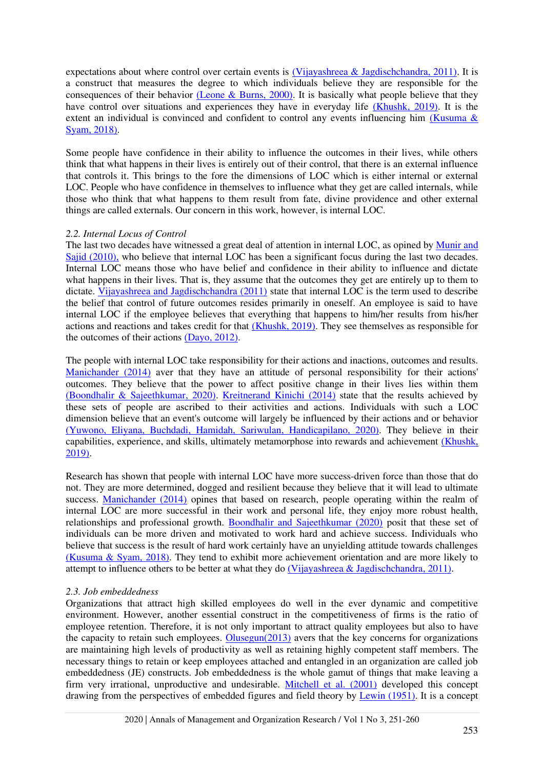expectations about where control over certain events is (Vijayashreea & Jagdischchandra, 2011). It is a construct that measures the degree to which individuals believe they are responsible for the consequences of their behavior (Leone & Burns, 2000). It is basically what people believe that they have control over situations and experiences they have in everyday life (Khushk, 2019). It is the extent an individual is convinced and confident to control any events influencing him (Kusuma & Syam, 2018).

Some people have confidence in their ability to influence the outcomes in their lives, while others think that what happens in their lives is entirely out of their control, that there is an external influence that controls it. This brings to the fore the dimensions of LOC which is either internal or external LOC. People who have confidence in themselves to influence what they get are called internals, while those who think that what happens to them result from fate, divine providence and other external things are called externals. Our concern in this work, however, is internal LOC.

### *2.2. Internal Locus of Control*

The last two decades have witnessed a great deal of attention in internal LOC, as opined by Munir and Sajid (2010), who believe that internal LOC has been a significant focus during the last two decades. Internal LOC means those who have belief and confidence in their ability to influence and dictate what happens in their lives. That is, they assume that the outcomes they get are entirely up to them to dictate. Vijayashreea and Jagdischchandra (2011) state that internal LOC is the term used to describe the belief that control of future outcomes resides primarily in oneself. An employee is said to have internal LOC if the employee believes that everything that happens to him/her results from his/her actions and reactions and takes credit for that (Khushk, 2019). They see themselves as responsible for the outcomes of their actions (Dayo, 2012).

The people with internal LOC take responsibility for their actions and inactions, outcomes and results. Manichander (2014) aver that they have an attitude of personal responsibility for their actions' outcomes. They believe that the power to affect positive change in their lives lies within them (Boondhalir & Sajeethkumar, 2020). Kreitnerand Kinichi (2014) state that the results achieved by these sets of people are ascribed to their activities and actions. Individuals with such a LOC dimension believe that an event's outcome will largely be influenced by their actions and or behavior (Yuwono, Eliyana, Buchdadi, Hamidah, Sariwulan, Handicapilano, 2020). They believe in their capabilities, experience, and skills, ultimately metamorphose into rewards and achievement (Khushk, 2019).

Research has shown that people with internal LOC have more success-driven force than those that do not. They are more determined, dogged and resilient because they believe that it will lead to ultimate success. Manichander (2014) opines that based on research, people operating within the realm of internal LOC are more successful in their work and personal life, they enjoy more robust health, relationships and professional growth. Boondhalir and Sajeethkumar (2020) posit that these set of individuals can be more driven and motivated to work hard and achieve success. Individuals who believe that success is the result of hard work certainly have an unyielding attitude towards challenges (Kusuma & Syam, 2018). They tend to exhibit more achievement orientation and are more likely to attempt to influence others to be better at what they do (Vijayashreea & Jagdischchandra, 2011).

### *2.3. Job embeddedness*

Organizations that attract high skilled employees do well in the ever dynamic and competitive environment. However, another essential construct in the competitiveness of firms is the ratio of employee retention. Therefore, it is not only important to attract quality employees but also to have the capacity to retain such employees. Olusegun(2013) avers that the key concerns for organizations are maintaining high levels of productivity as well as retaining highly competent staff members. The necessary things to retain or keep employees attached and entangled in an organization are called job embeddedness (JE) constructs. Job embeddedness is the whole gamut of things that make leaving a firm very irrational, unproductive and undesirable. Mitchell et al. (2001) developed this concept drawing from the perspectives of embedded figures and field theory by Lewin (1951). It is a concept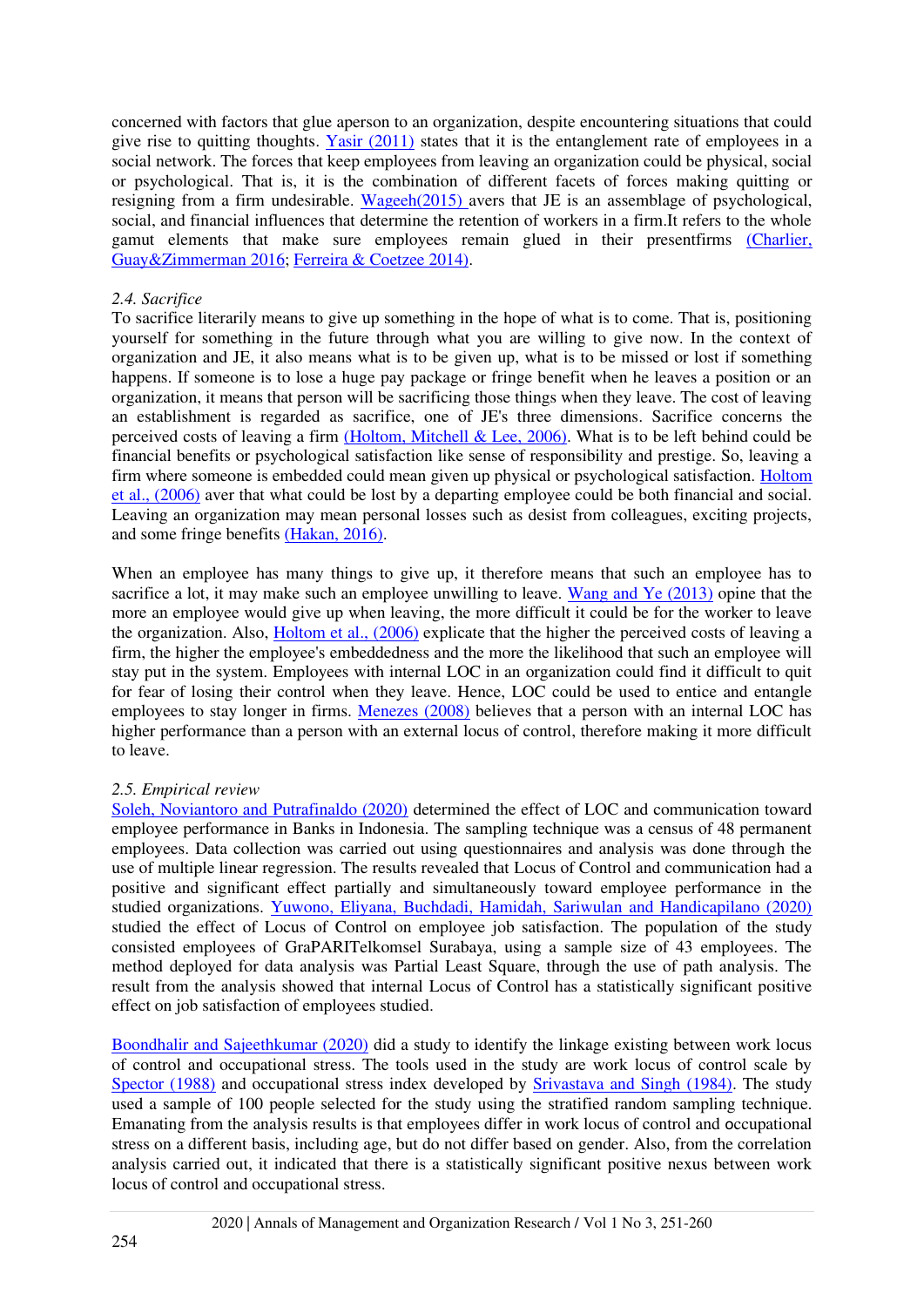concerned with factors that glue aperson to an organization, despite encountering situations that could give rise to quitting thoughts. Yasir (2011) states that it is the entanglement rate of employees in a social network. The forces that keep employees from leaving an organization could be physical, social or psychological. That is, it is the combination of different facets of forces making quitting or resigning from a firm undesirable. Wageeh(2015) avers that JE is an assemblage of psychological, social, and financial influences that determine the retention of workers in a firm.It refers to the whole gamut elements that make sure employees remain glued in their presentfirms (Charlier, Guay&Zimmerman 2016; Ferreira & Coetzee 2014).

### 2.4. Sacrifice

To sacrifice literarily means to give up something in the hope of what is to come. That is, positioning yourself for something in the future through what you are willing to give now. In the context of organization and JE, it also means what is to be given up, what is to be missed or lost if something happens. If someone is to lose a huge pay package or fringe benefit when he leaves a position or an organization, it means that person will be sacrificing those things when they leave. The cost of leaving an establishment is regarded as sacrifice, one of JE's three dimensions. Sacrifice concerns the perceived costs of leaving a firm (Holtom, Mitchell & Lee, 2006). What is to be left behind could be financial benefits or psychological satisfaction like sense of responsibility and prestige. So, leaving a firm where someone is embedded could mean given up physical or psychological satisfaction. Holtom et al., (2006) aver that what could be lost by a departing employee could be both financial and social. Leaving an organization may mean personal losses such as desist from colleagues, exciting projects, and some fringe benefits (Hakan, 2016).

When an employee has many things to give up, it therefore means that such an employee has to sacrifice a lot, it may make such an employee unwilling to leave. Wang and Ye (2013) opine that the more an employee would give up when leaving, the more difficult it could be for the worker to leave the organization. Also, Holtom et al., (2006) explicate that the higher the perceived costs of leaving a firm, the higher the employee's embeddedness and the more the likelihood that such an employee will stay put in the system. Employees with internal LOC in an organization could find it difficult to quit for fear of losing their control when they leave. Hence, LOC could be used to entice and entangle employees to stay longer in firms. Menezes (2008) believes that a person with an internal LOC has higher performance than a person with an external locus of control, therefore making it more difficult to leave.

### 2.5. Empirical review

Soleh, Noviantoro and Putrafinaldo (2020) determined the effect of LOC and communication toward employee performance in Banks in Indonesia. The sampling technique was a census of 48 permanent employees. Data collection was carried out using questionnaires and analysis was done through the use of multiple linear regression. The results revealed that Locus of Control and communication had a positive and significant effect partially and simultaneously toward employee performance in the studied organizations. Yuwono, Eliyana, Buchdadi, Hamidah, Sariwulan and Handicapilano (2020) studied the effect of Locus of Control on employee job satisfaction. The population of the study consisted employees of GraPARITelkomsel Surabaya, using a sample size of 43 employees. The method deployed for data analysis was Partial Least Square, through the use of path analysis. The result from the analysis showed that internal Locus of Control has a statistically significant positive effect on job satisfaction of employees studied.

Boondhalir and Sajeethkumar (2020) did a study to identify the linkage existing between work locus of control and occupational stress. The tools used in the study are work locus of control scale by Spector (1988) and occupational stress index developed by Srivastava and Singh (1984). The study used a sample of 100 people selected for the study using the stratified random sampling technique. Emanating from the analysis results is that employees differ in work locus of control and occupational stress on a different basis, including age, but do not differ based on gender. Also, from the correlation analysis carried out, it indicated that there is a statistically significant positive nexus between work locus of control and occupational stress.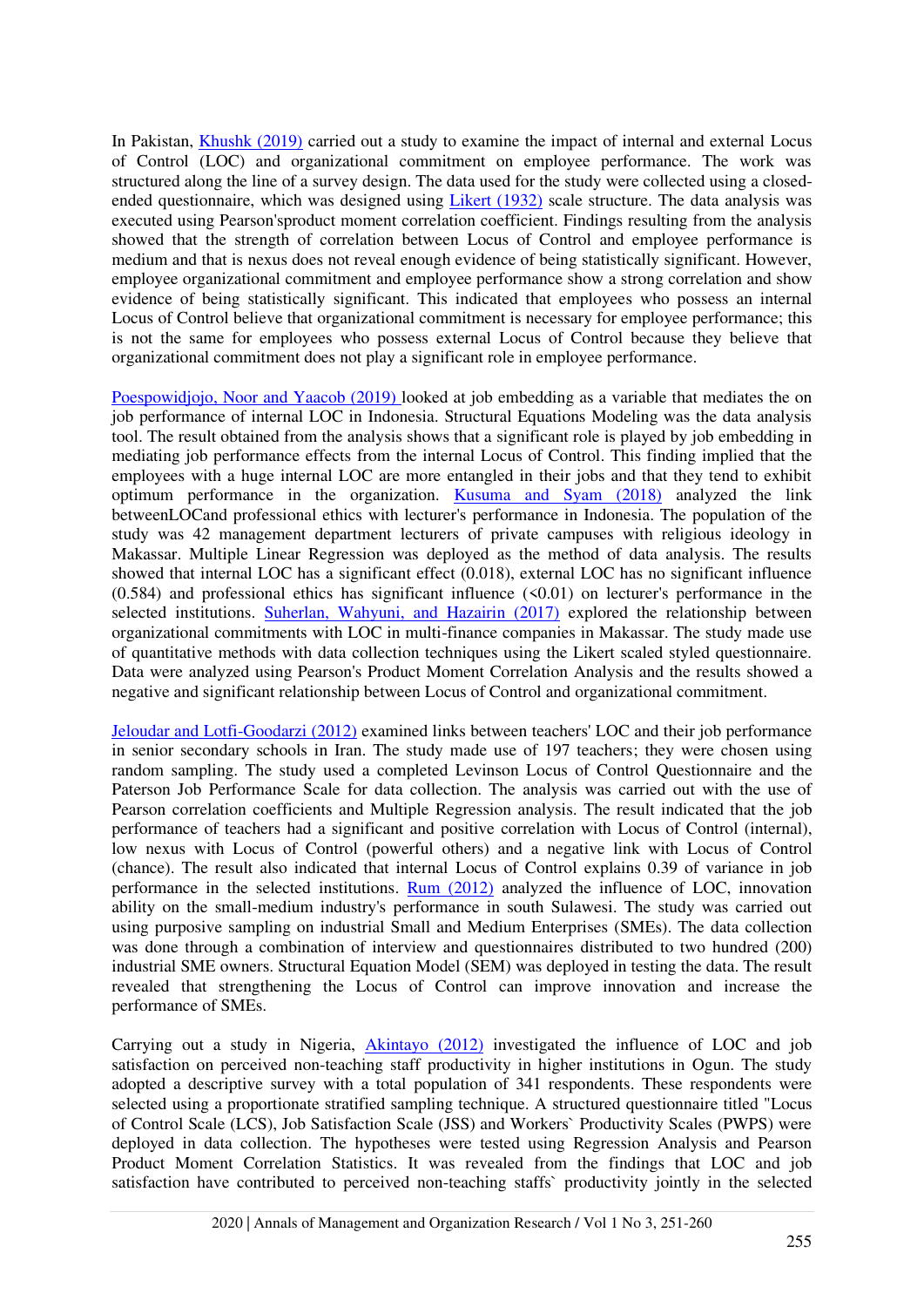In Pakistan, Khushk (2019) carried out a study to examine the impact of internal and external Locus of Control (LOC) and organizational commitment on employee performance. The work was structured along the line of a survey design. The data used for the study were collected using a closed-ended questionnaire, which was designed using Likert (1932) scale structure. The data analysis was executed using Pearson'sproduct moment correlation coefficient. Findings resulting from the analysis showed that the strength of correlation between Locus of Control and employee performance is medium and that is nexus does not reveal enough evidence of being statistically significant. However, employee organizational commitment and employee performance show a strong correlation and show evidence of being statistically significant. This indicated that employees who possess an internal Locus of Control believe that organizational commitment is necessary for employee performance; this is not the same for employees who possess external Locus of Control because they believe that organizational commitment does not play a significant role in employee performance.

Poespowidjojo, Noor and Yaacob (2019) looked at job embedding as a variable that mediates the on job performance of internal LOC in Indonesia. Structural Equations Modeling was the data analysis tool. The result obtained from the analysis shows that a significant role is played by job embedding in mediating job performance effects from the internal Locus of Control. This finding implied that the employees with a huge internal LOC are more entangled in their jobs and that they tend to exhibit optimum performance in the organization. Kusuma and Syam (2018) analyzed the link betweenLOCand professional ethics with lecturer's performance in Indonesia. The population of the study was 42 management department lecturers of private campuses with religious ideology in Makassar. Multiple Linear Regression was deployed as the method of data analysis. The results showed that internal LOC has a significant effect (0.018), external LOC has no significant influence (0.584) and professional ethics has significant influence (<0.01) on lecturer's performance in the selected institutions. Suherlan, Wahyuni, and Hazairin (2017) explored the relationship between organizational commitments with LOC in multi-finance companies in Makassar. The study made use of quantitative methods with data collection techniques using the Likert scaled styled questionnaire. Data were analyzed using Pearson's Product Moment Correlation Analysis and the results showed a negative and significant relationship between Locus of Control and organizational commitment.

Jeloudar and Lotfi-Goodarzi (2012) examined links between teachers' LOC and their job performance in senior secondary schools in Iran. The study made use of 197 teachers; they were chosen using random sampling. The study used a completed Levinson Locus of Control Questionnaire and the Paterson Job Performance Scale for data collection. The analysis was carried out with the use of Pearson correlation coefficients and Multiple Regression analysis. The result indicated that the job performance of teachers had a significant and positive correlation with Locus of Control (internal), low nexus with Locus of Control (powerful others) and a negative link with Locus of Control (chance). The result also indicated that internal Locus of Control explains 0.39 of variance in job performance in the selected institutions. Rum (2012) analyzed the influence of LOC, innovation ability on the small-medium industry's performance in south Sulawesi. The study was carried out using purposive sampling on industrial Small and Medium Enterprises (SMEs). The data collection was done through a combination of interview and questionnaires distributed to two hundred (200) industrial SME owners. Structural Equation Model (SEM) was deployed in testing the data. The result revealed that strengthening the Locus of Control can improve innovation and increase the performance of SMEs.

Carrying out a study in Nigeria, Akintayo (2012) investigated the influence of LOC and job satisfaction on perceived non-teaching staff productivity in higher institutions in Ogun. The study adopted a descriptive survey with a total population of 341 respondents. These respondents were selected using a proportionate stratified sampling technique. A structured questionnaire titled "Locus of Control Scale (LCS), Job Satisfaction Scale (JSS) and Workers` Productivity Scales (PWPS) were deployed in data collection. The hypotheses were tested using Regression Analysis and Pearson Product Moment Correlation Statistics. It was revealed from the findings that LOC and job satisfaction have contributed to perceived non-teaching staffs` productivity jointly in the selected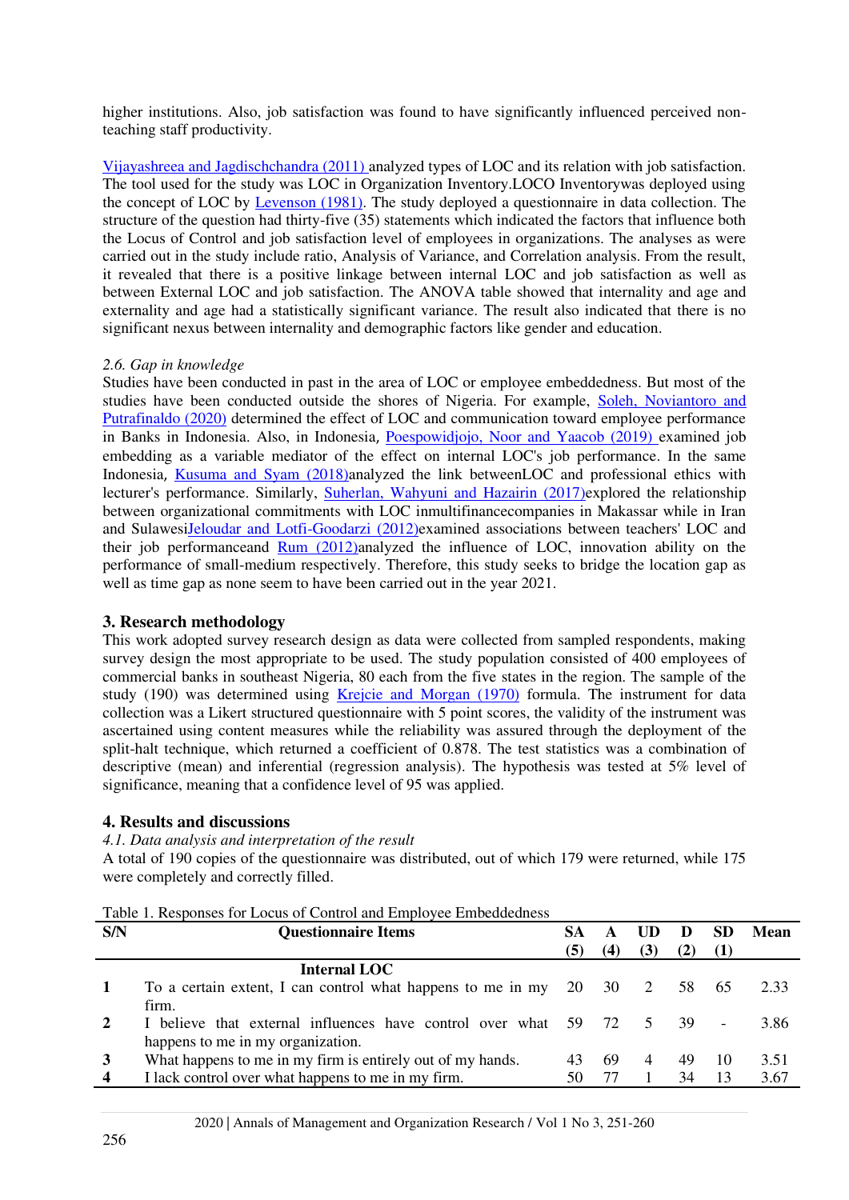higher institutions. Also, job satisfaction was found to have significantly influenced perceived non-teaching staff productivity.

Vijayashreea and Jagdischchandra (2011) analyzed types of LOC and its relation with job satisfaction. The tool used for the study was LOC in Organization Inventory.LOCO Inventorywas deployed using the concept of LOC by Levenson (1981). The study deployed a questionnaire in data collection. The structure of the question had thirty-five (35) statements which indicated the factors that influence both the Locus of Control and job satisfaction level of employees in organizations. The analyses as were carried out in the study include ratio, Analysis of Variance, and Correlation analysis. From the result, it revealed that there is a positive linkage between internal LOC and job satisfaction as well as between External LOC and job satisfaction. The ANOVA table showed that internality and age and externality and age had a statistically significant variance. The result also indicated that there is no significant nexus between internality and demographic factors like gender and education.

*2.6. Gap in knowledge*

Studies have been conducted in past in the area of LOC or employee embeddedness. But most of the studies have been conducted outside the shores of Nigeria. For example, Soleh, Noviantoro and Putrafinaldo (2020) determined the effect of LOC and communication toward employee performance in Banks in Indonesia. Also, in Indonesia, Poespowidjojo, Noor and Yaacob (2019) examined job embedding as a variable mediator of the effect on internal LOC's job performance. In the same Indonesia, Kusuma and Syam (2018)analyzed the link betweenLOC and professional ethics with lecturer's performance. Similarly, Suherlan, Wahyuni and Hazairin (2017)explored the relationship between organizational commitments with LOC inmultifinancecompanies in Makassar while in Iran and SulawesiJeloudar and Lotfi-Goodarzi (2012)examined associations between teachers' LOC and their job performanceand Rum (2012)analyzed the influence of LOC, innovation ability on the performance of small-medium respectively. Therefore, this study seeks to bridge the location gap as well as time gap as none seem to have been carried out in the year 2021.

## 3. Research methodology

This work adopted survey research design as data were collected from sampled respondents, making survey design the most appropriate to be used. The study population consisted of 400 employees of commercial banks in southeast Nigeria, 80 each from the five states in the region. The sample of the study (190) was determined using Krejcie and Morgan (1970) formula. The instrument for data collection was a Likert structured questionnaire with 5 point scores, the validity of the instrument was ascertained using content measures while the reliability was assured through the deployment of the split-halt technique, which returned a coefficient of 0.878. The test statistics was a combination of descriptive (mean) and inferential (regression analysis). The hypothesis was tested at 5% level of significance, meaning that a confidence level of 95 was applied.

## 4. Results and discussions

*4.1. Data analysis and interpretation of the result*

A total of 190 copies of the questionnaire was distributed, out of which 179 were returned, while 175 were completely and correctly filled.

Table 1. Responses for Locus of Control and Employee Embeddedness

| S/N | Questionnaire Items | SA (5) | A (4) | UD (3) | D (2) | SD (1) | Mean |
|---|---|---|---|---|---|---|---|
| | **Internal LOC** | | | | | | |
| **1** | To a certain extent, I can control what happens to me in my firm. | 20 | 30 | 2 | 58 | 65 | 2.33 |
| **2** | I believe that external influences have control over what happens to me in my organization. | 59 | 72 | 5 | 39 | - | 3.86 |
| **3** | What happens to me in my firm is entirely out of my hands. | 43 | 69 | 4 | 49 | 10 | 3.51 |
| **4** | I lack control over what happens to me in my firm. | 50 | 77 | 1 | 34 | 13 | 3.67 |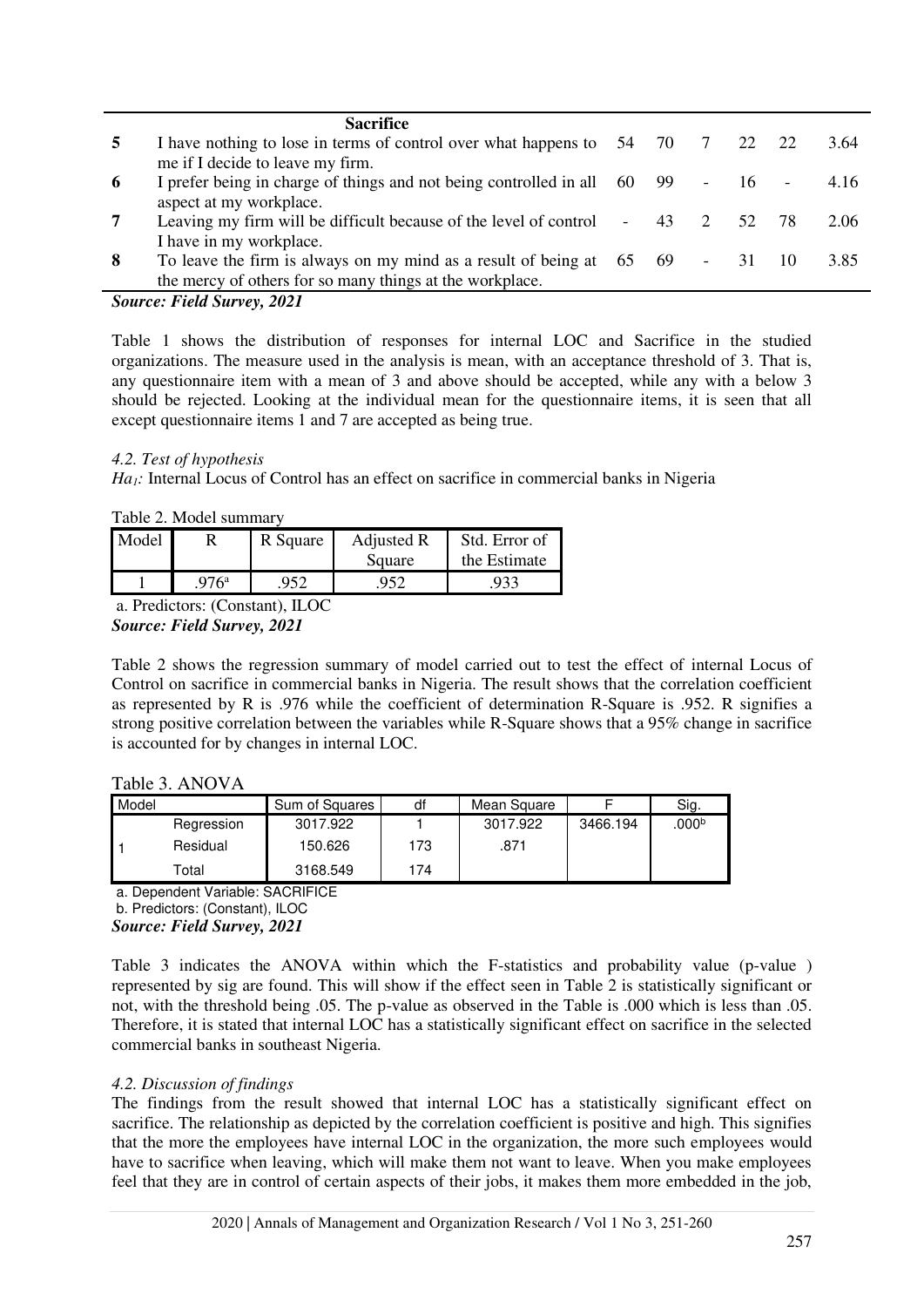| | Sacrifice | | | | | | |
|---|---|---|---|---|---|---|---|
| 5 | I have nothing to lose in terms of control over what happens to me if I decide to leave my firm. | 54 | 70 | 7 | 22 | 22 | 3.64 |
| 6 | I prefer being in charge of things and not being controlled in all aspect at my workplace. | 60 | 99 | - | 16 | - | 4.16 |
| 7 | Leaving my firm will be difficult because of the level of control I have in my workplace. | - | 43 | 2 | 52 | 78 | 2.06 |
| 8 | To leave the firm is always on my mind as a result of being at the mercy of others for so many things at the workplace. | 65 | 69 | - | 31 | 10 | 3.85 |

***Source: Field Survey, 2021***

Table 1 shows the distribution of responses for internal LOC and Sacrifice in the studied organizations. The measure used in the analysis is mean, with an acceptance threshold of 3. That is, any questionnaire item with a mean of 3 and above should be accepted, while any with a below 3 should be rejected. Looking at the individual mean for the questionnaire items, it is seen that all except questionnaire items 1 and 7 are accepted as being true.

### *4.2. Test of hypothesis*

*Ha1:* Internal Locus of Control has an effect on sacrifice in commercial banks in Nigeria

Table 2. Model summary

| Model | R | R Square | Adjusted R Square | Std. Error of the Estimate |
|---|---|---|---|---|
| 1 | .976[a] | .952 | .952 | .933 |

a. Predictors: (Constant), ILOC

***Source: Field Survey, 2021***

Table 2 shows the regression summary of model carried out to test the effect of internal Locus of Control on sacrifice in commercial banks in Nigeria. The result shows that the correlation coefficient as represented by R is .976 while the coefficient of determination R-Square is .952. R signifies a strong positive correlation between the variables while R-Square shows that a 95% change in sacrifice is accounted for by changes in internal LOC.

Table 3. ANOVA

| Model | | Sum of Squares | df | Mean Square | F | Sig. |
|---|---|---|---|---|---|---|
| 1 | Regression | 3017.922 | 1 | 3017.922 | 3466.194 | .000[b] |
| | Residual | 150.626 | 173 | .871 | | |
| | Total | 3168.549 | 174 | | | |

a. Dependent Variable: SACRIFICE

b. Predictors: (Constant), ILOC

***Source: Field Survey, 2021***

Table 3 indicates the ANOVA within which the F-statistics and probability value (p-value ) represented by sig are found. This will show if the effect seen in Table 2 is statistically significant or not, with the threshold being .05. The p-value as observed in the Table is .000 which is less than .05. Therefore, it is stated that internal LOC has a statistically significant effect on sacrifice in the selected commercial banks in southeast Nigeria.

### *4.2. Discussion of findings*

The findings from the result showed that internal LOC has a statistically significant effect on sacrifice. The relationship as depicted by the correlation coefficient is positive and high. This signifies that the more the employees have internal LOC in the organization, the more such employees would have to sacrifice when leaving, which will make them not want to leave. When you make employees feel that they are in control of certain aspects of their jobs, it makes them more embedded in the job,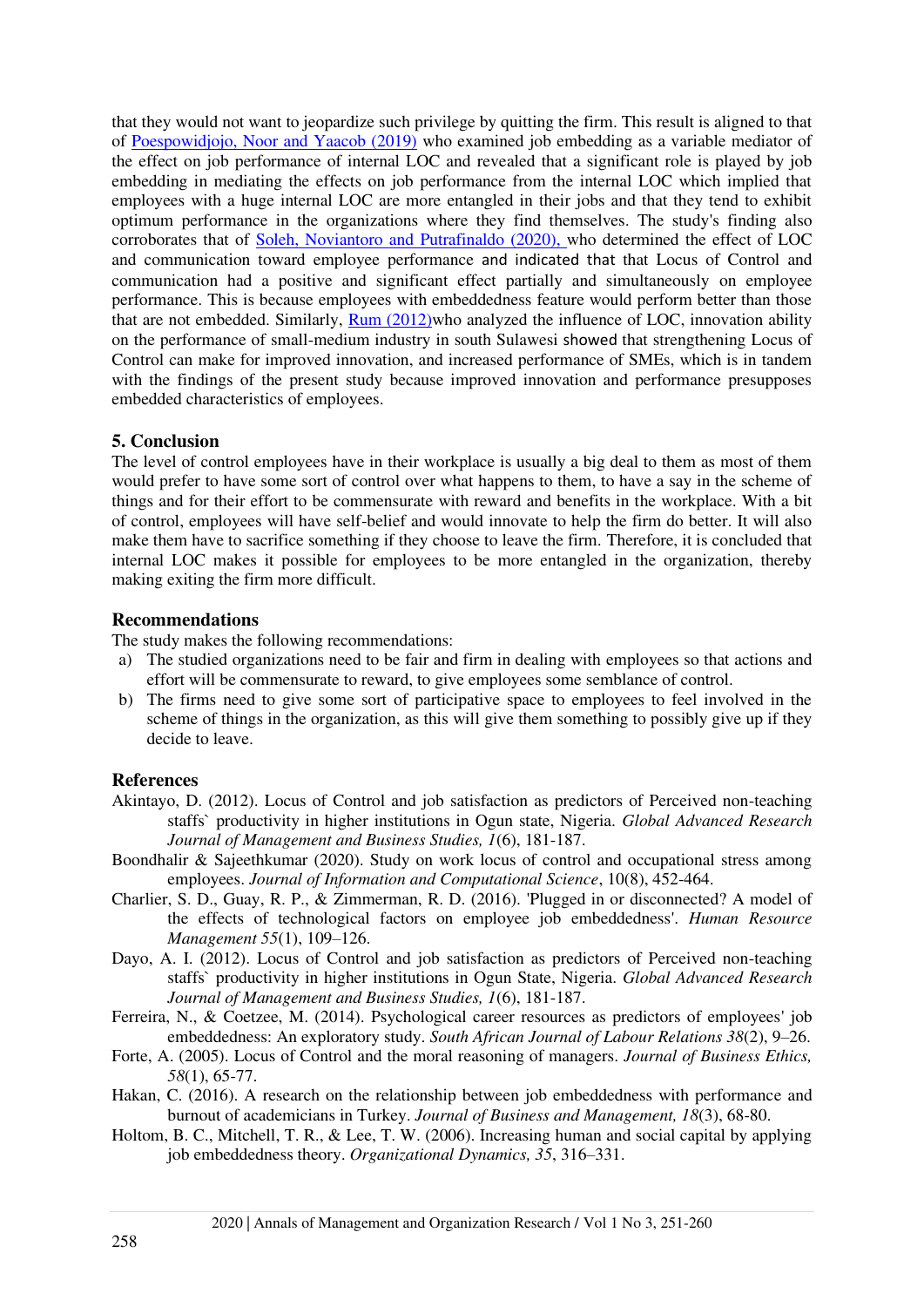that they would not want to jeopardize such privilege by quitting the firm. This result is aligned to that of Poespowidjojo, Noor and Yaacob (2019) who examined job embedding as a variable mediator of the effect on job performance of internal LOC and revealed that a significant role is played by job embedding in mediating the effects on job performance from the internal LOC which implied that employees with a huge internal LOC are more entangled in their jobs and that they tend to exhibit optimum performance in the organizations where they find themselves. The study's finding also corroborates that of Soleh, Noviantoro and Putrafinaldo (2020), who determined the effect of LOC and communication toward employee performance and indicated that that Locus of Control and communication had a positive and significant effect partially and simultaneously on employee performance. This is because employees with embeddedness feature would perform better than those that are not embedded. Similarly, Rum (2012)who analyzed the influence of LOC, innovation ability on the performance of small-medium industry in south Sulawesi showed that strengthening Locus of Control can make for improved innovation, and increased performance of SMEs, which is in tandem with the findings of the present study because improved innovation and performance presupposes embedded characteristics of employees.

## 5. Conclusion

The level of control employees have in their workplace is usually a big deal to them as most of them would prefer to have some sort of control over what happens to them, to have a say in the scheme of things and for their effort to be commensurate with reward and benefits in the workplace. With a bit of control, employees will have self-belief and would innovate to help the firm do better. It will also make them have to sacrifice something if they choose to leave the firm. Therefore, it is concluded that internal LOC makes it possible for employees to be more entangled in the organization, thereby making exiting the firm more difficult.

## Recommendations

The study makes the following recommendations:

a) The studied organizations need to be fair and firm in dealing with employees so that actions and effort will be commensurate to reward, to give employees some semblance of control.
b) The firms need to give some sort of participative space to employees to feel involved in the scheme of things in the organization, as this will give them something to possibly give up if they decide to leave.

## References

Akintayo, D. (2012). Locus of Control and job satisfaction as predictors of Perceived non-teaching staffs` productivity in higher institutions in Ogun state, Nigeria. *Global Advanced Research Journal of Management and Business Studies, 1*(6), 181-187.

Boondhalir & Sajeethkumar (2020). Study on work locus of control and occupational stress among employees. *Journal of Information and Computational Science*, 10(8), 452-464.

Charlier, S. D., Guay, R. P., & Zimmerman, R. D. (2016). 'Plugged in or disconnected? A model of the effects of technological factors on employee job embeddedness'. *Human Resource Management 55*(1), 109–126.

Dayo, A. I. (2012). Locus of Control and job satisfaction as predictors of Perceived non-teaching staffs` productivity in higher institutions in Ogun State, Nigeria. *Global Advanced Research Journal of Management and Business Studies, 1*(6), 181-187.

Ferreira, N., & Coetzee, M. (2014). Psychological career resources as predictors of employees' job embeddedness: An exploratory study. *South African Journal of Labour Relations 38*(2), 9–26.

Forte, A. (2005). Locus of Control and the moral reasoning of managers. *Journal of Business Ethics, 58*(1), 65-77.

Hakan, C. (2016). A research on the relationship between job embeddedness with performance and burnout of academicians in Turkey. *Journal of Business and Management, 18*(3), 68-80.

Holtom, B. C., Mitchell, T. R., & Lee, T. W. (2006). Increasing human and social capital by applying job embeddedness theory. *Organizational Dynamics, 35*, 316–331.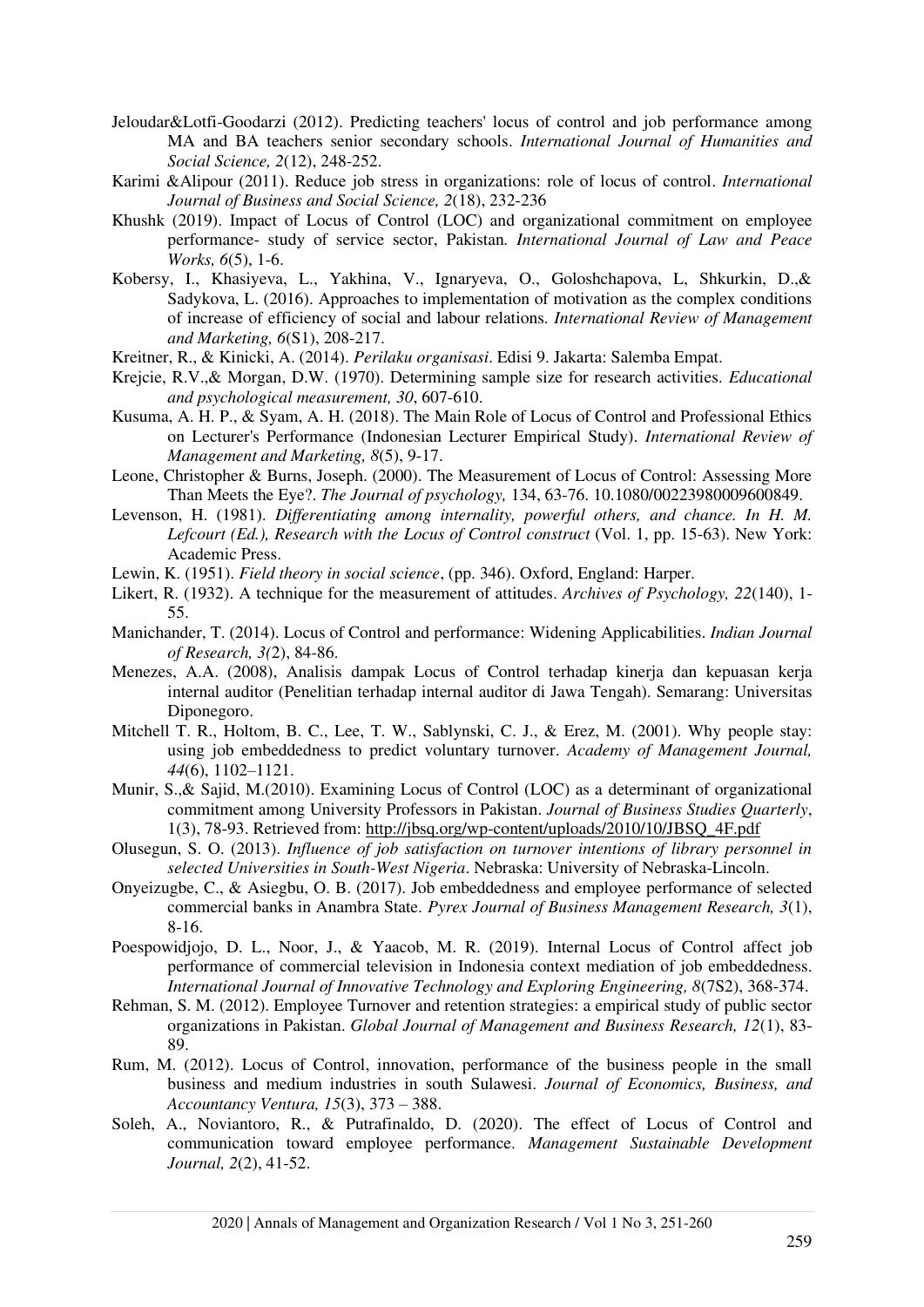Jeloudar&Lotfi-Goodarzi (2012). Predicting teachers' locus of control and job performance among MA and BA teachers senior secondary schools. *International Journal of Humanities and Social Science, 2*(12), 248-252.

Karimi &Alipour (2011). Reduce job stress in organizations: role of locus of control. *International Journal of Business and Social Science, 2*(18), 232-236

Khushk (2019). Impact of Locus of Control (LOC) and organizational commitment on employee performance- study of service sector, Pakistan. *International Journal of Law and Peace Works, 6*(5), 1-6.

Kobersy, I., Khasiyeva, L., Yakhina, V., Ignaryeva, O., Goloshchapova, L, Shkurkin, D.,& Sadykova, L. (2016). Approaches to implementation of motivation as the complex conditions of increase of efficiency of social and labour relations. *International Review of Management and Marketing, 6*(S1), 208-217.

Kreitner, R., & Kinicki, A. (2014). *Perilaku organisasi*. Edisi 9. Jakarta: Salemba Empat.

Krejcie, R.V.,& Morgan, D.W. (1970). Determining sample size for research activities. *Educational and psychological measurement, 30*, 607-610.

Kusuma, A. H. P., & Syam, A. H. (2018). The Main Role of Locus of Control and Professional Ethics on Lecturer's Performance (Indonesian Lecturer Empirical Study). *International Review of Management and Marketing, 8*(5), 9-17.

Leone, Christopher & Burns, Joseph. (2000). The Measurement of Locus of Control: Assessing More Than Meets the Eye?. *The Journal of psychology,* 134, 63-76. 10.1080/00223980009600849.

Levenson, H. (1981). *Differentiating among internality, powerful others, and chance. In H. M. Lefcourt (Ed.), Research with the Locus of Control construct* (Vol. 1, pp. 15-63). New York: Academic Press.

Lewin, K. (1951). *Field theory in social science*, (pp. 346). Oxford, England: Harper.

Likert, R. (1932). A technique for the measurement of attitudes. *Archives of Psychology, 22*(140), 1-55.

Manichander, T. (2014). Locus of Control and performance: Widening Applicabilities. *Indian Journal of Research, 3(*2), 84-86.

Menezes, A.A. (2008), Analisis dampak Locus of Control terhadap kinerja dan kepuasan kerja internal auditor (Penelitian terhadap internal auditor di Jawa Tengah). Semarang: Universitas Diponegoro.

Mitchell T. R., Holtom, B. C., Lee, T. W., Sablynski, C. J., & Erez, M. (2001). Why people stay: using job embeddedness to predict voluntary turnover. *Academy of Management Journal, 44*(6), 1102–1121.

Munir, S.,& Sajid, M.(2010). Examining Locus of Control (LOC) as a determinant of organizational commitment among University Professors in Pakistan. *Journal of Business Studies Quarterly*, 1(3), 78-93. Retrieved from: http://jbsq.org/wp-content/uploads/2010/10/JBSQ_4F.pdf

Olusegun, S. O. (2013). *Influence of job satisfaction on turnover intentions of library personnel in selected Universities in South-West Nigeria*. Nebraska: University of Nebraska-Lincoln.

Onyeizugbe, C., & Asiegbu, O. B. (2017). Job embeddedness and employee performance of selected commercial banks in Anambra State. *Pyrex Journal of Business Management Research, 3*(1), 8-16.

Poespowidjojo, D. L., Noor, J., & Yaacob, M. R. (2019). Internal Locus of Control affect job performance of commercial television in Indonesia context mediation of job embeddedness. *International Journal of Innovative Technology and Exploring Engineering, 8*(7S2), 368-374.

Rehman, S. M. (2012). Employee Turnover and retention strategies: a empirical study of public sector organizations in Pakistan. *Global Journal of Management and Business Research, 12*(1), 83-89.

Rum, M. (2012). Locus of Control, innovation, performance of the business people in the small business and medium industries in south Sulawesi. *Journal of Economics, Business, and Accountancy Ventura, 15*(3), 373 – 388.

Soleh, A., Noviantoro, R., & Putrafinaldo, D. (2020). The effect of Locus of Control and communication toward employee performance. *Management Sustainable Development Journal, 2*(2), 41-52.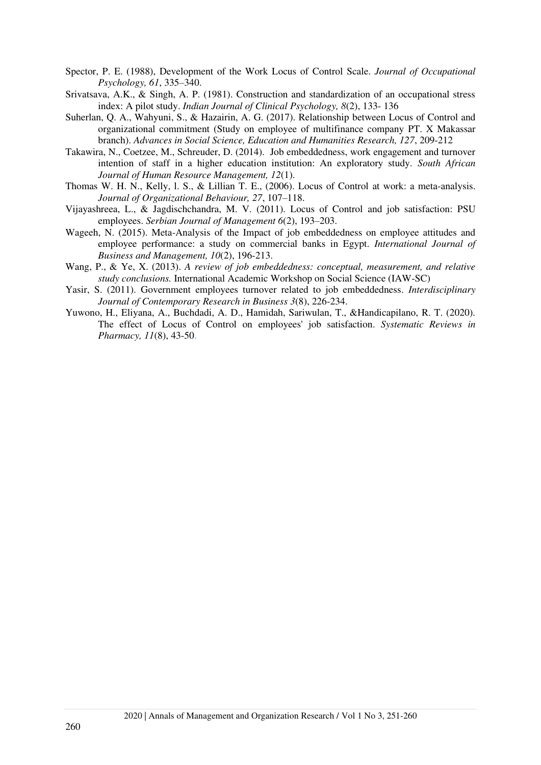Spector, P. E. (1988), Development of the Work Locus of Control Scale. *Journal of Occupational Psychology, 61*, 335–340.

Srivatsava, A.K., & Singh, A. P. (1981). Construction and standardization of an occupational stress index: A pilot study. *Indian Journal of Clinical Psychology, 8*(2), 133- 136

Suherlan, Q. A., Wahyuni, S., & Hazairin, A. G. (2017). Relationship between Locus of Control and organizational commitment (Study on employee of multifinance company PT. X Makassar branch). *Advances in Social Science, Education and Humanities Research, 127*, 209-212

Takawira, N., Coetzee, M., Schreuder, D. (2014). Job embeddedness, work engagement and turnover intention of staff in a higher education institution: An exploratory study. *South African Journal of Human Resource Management, 12*(1).

Thomas W. H. N., Kelly, l. S., & Lillian T. E., (2006). Locus of Control at work: a meta-analysis. *Journal of Organizational Behaviour, 27*, 107–118.

Vijayashreea, L., & Jagdischchandra, M. V. (2011). Locus of Control and job satisfaction: PSU employees. *Serbian Journal of Management 6*(2), 193–203.

Wageeh, N. (2015). Meta-Analysis of the Impact of job embeddedness on employee attitudes and employee performance: a study on commercial banks in Egypt. *International Journal of Business and Management, 10*(2), 196-213.

Wang, P., & Ye, X. (2013). *A review of job embeddedness: conceptual, measurement, and relative study conclusions.* International Academic Workshop on Social Science (IAW-SC)

Yasir, S. (2011). Government employees turnover related to job embeddedness. *Interdisciplinary Journal of Contemporary Research in Business 3*(8), 226-234.

Yuwono, H., Eliyana, A., Buchdadi, A. D., Hamidah, Sariwulan, T., &Handicapilano, R. T. (2020). The effect of Locus of Control on employees' job satisfaction. *Systematic Reviews in Pharmacy, 11*(8), 43-50.